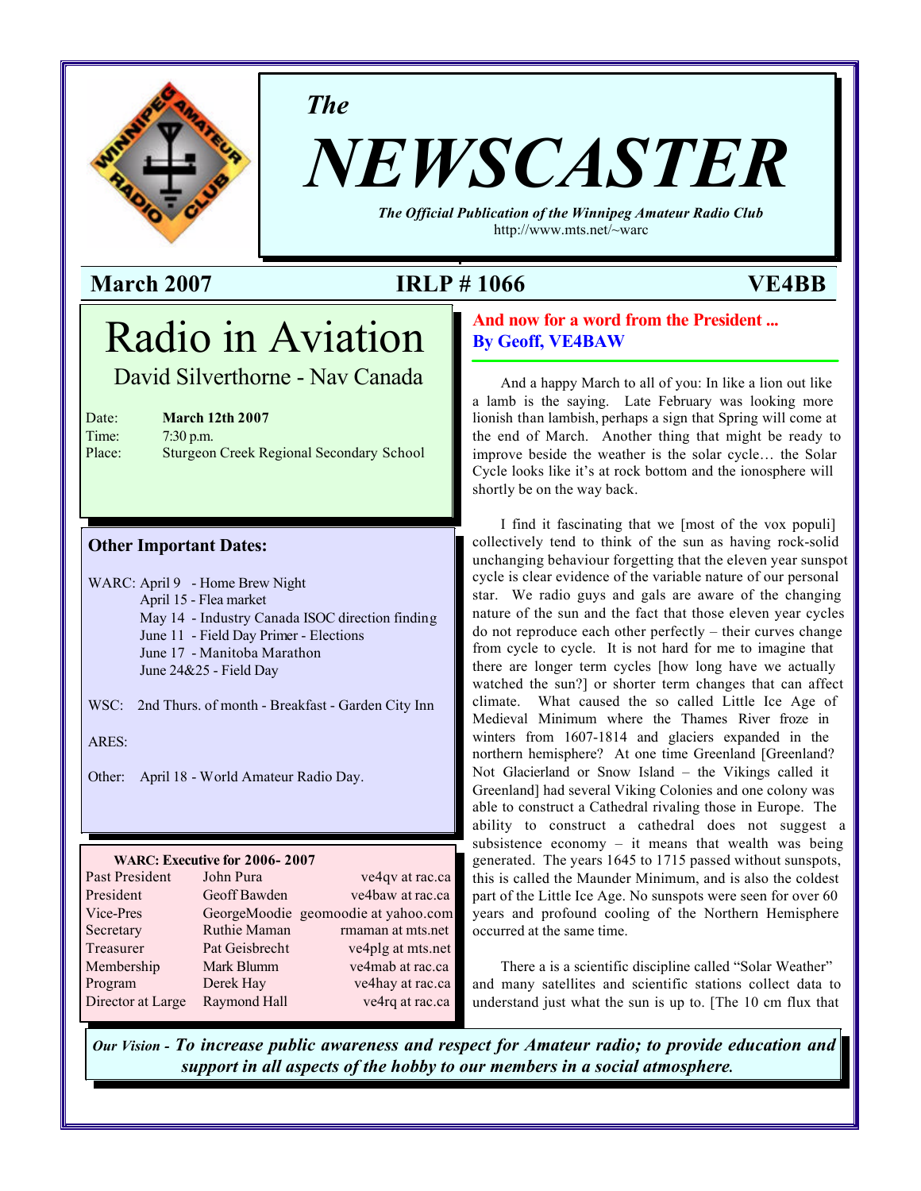# *The* NEWSCASTER

***The Official Publication of the Winnipeg Amateur Radio Club***
http://www.mts.net/~warc

**March 2007** **IRLP # 1066** **VE4BB**

## Radio in Aviation

David Silverthorne - Nav Canada

Date: **March 12th 2007**
Time: 7:30 p.m.
Place: Sturgeon Creek Regional Secondary School

### Other Important Dates:

WARC: April 9 - Home Brew Night
April 15 - Flea market
May 14 - Industry Canada ISOC direction finding
June 11 - Field Day Primer - Elections
June 17 - Manitoba Marathon
June 24&25 - Field Day

WSC: 2nd Thurs. of month - Breakfast - Garden City Inn

ARES:

Other: April 18 - World Amateur Radio Day.

**WARC: Executive for 2006- 2007**

| | | |
|---|---|---|
| Past President | John Pura | ve4qv at rac.ca |
| President | Geoff Bawden | ve4baw at rac.ca |
| Vice-Pres | GeorgeMoodie | geomoodie at yahoo.com |
| Secretary | Ruthie Maman | rmaman at mts.net |
| Treasurer | Pat Geisbrecht | ve4plg at mts.net |
| Membership | Mark Blumm | ve4mab at rac.ca |
| Program | Derek Hay | ve4hay at rac.ca |
| Director at Large | Raymond Hall | ve4rq at rac.ca |

## And now for a word from the President ...
**By Geoff, VE4BAW**

And a happy March to all of you: In like a lion out like a lamb is the saying. Late February was looking more lionish than lambish, perhaps a sign that Spring will come at the end of March. Another thing that might be ready to improve beside the weather is the solar cycle… the Solar Cycle looks like it's at rock bottom and the ionosphere will shortly be on the way back.

I find it fascinating that we [most of the vox populi] collectively tend to think of the sun as having rock-solid unchanging behaviour forgetting that the eleven year sunspot cycle is clear evidence of the variable nature of our personal star. We radio guys and gals are aware of the changing nature of the sun and the fact that those eleven year cycles do not reproduce each other perfectly – their curves change from cycle to cycle. It is not hard for me to imagine that there are longer term cycles [how long have we actually watched the sun?] or shorter term changes that can affect climate. What caused the so called Little Ice Age of Medieval Minimum where the Thames River froze in winters from 1607-1814 and glaciers expanded in the northern hemisphere? At one time Greenland [Greenland? Not Glacierland or Snow Island – the Vikings called it Greenland] had several Viking Colonies and one colony was able to construct a Cathedral rivaling those in Europe. The ability to construct a cathedral does not suggest a subsistence economy – it means that wealth was being generated. The years 1645 to 1715 passed without sunspots, this is called the Maunder Minimum, and is also the coldest part of the Little Ice Age. No sunspots were seen for over 60 years and profound cooling of the Northern Hemisphere occurred at the same time.

There a is a scientific discipline called "Solar Weather" and many satellites and scientific stations collect data to understand just what the sun is up to. [The 10 cm flux that

*Our Vision -* ***To increase public awareness and respect for Amateur radio; to provide education and support in all aspects of the hobby to our members in a social atmosphere.***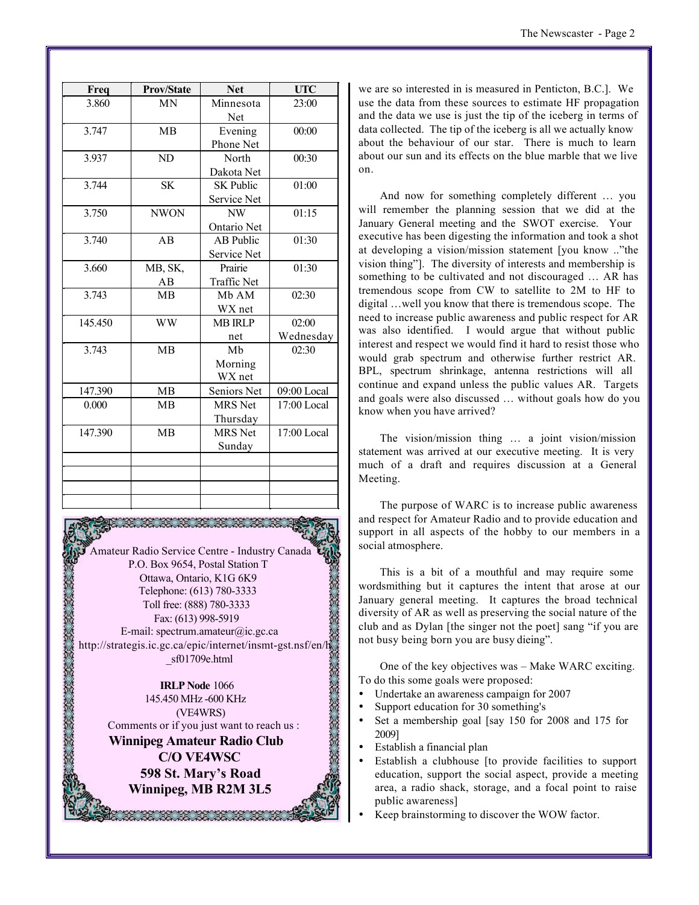| Freq | Prov/State | Net | UTC |
|---|---|---|---|
| 3.860 | MN | Minnesota Net | 23:00 |
| 3.747 | MB | Evening Phone Net | 00:00 |
| 3.937 | ND | North Dakota Net | 00:30 |
| 3.744 | SK | SK Public Service Net | 01:00 |
| 3.750 | NWON | NW Ontario Net | 01:15 |
| 3.740 | AB | AB Public Service Net | 01:30 |
| 3.660 | MB, SK, AB | Prairie Traffic Net | 01:30 |
| 3.743 | MB | Mb AM WX net | 02:30 |
| 145.450 | WW | MB IRLP net | 02:00 Wednesday |
| 3.743 | MB | Mb Morning WX net | 02:30 |
| 147.390 | MB | Seniors Net | 09:00 Local |
| 0.000 | MB | MRS Net Thursday | 17:00 Local |
| 147.390 | MB | MRS Net Sunday | 17:00 Local |
| | | | |
| | | | |
| | | | |
| | | | |

Amateur Radio Service Centre - Industry Canada
P.O. Box 9654, Postal Station T
Ottawa, Ontario, K1G 6K9
Telephone: (613) 780-3333
Toll free: (888) 780-3333
Fax: (613) 998-5919
E-mail: spectrum.amateur@ic.gc.ca
http://strategis.ic.gc.ca/epic/internet/insmt-gst.nsf/en/h_sf01709e.html

**IRLP Node** 1066
145.450 MHz -600 KHz
(VE4WRS)
Comments or if you just want to reach us :

**Winnipeg Amateur Radio Club**
**C/O VE4WSC**
**598 St. Mary's Road**
**Winnipeg, MB R2M 3L5**

we are so interested in is measured in Penticton, B.C.]. We use the data from these sources to estimate HF propagation and the data we use is just the tip of the iceberg in terms of data collected. The tip of the iceberg is all we actually know about the behaviour of our star. There is much to learn about our sun and its effects on the blue marble that we live on.

And now for something completely different … you will remember the planning session that we did at the January General meeting and the SWOT exercise. Your executive has been digesting the information and took a shot at developing a vision/mission statement [you know .."the vision thing"]. The diversity of interests and membership is something to be cultivated and not discouraged … AR has tremendous scope from CW to satellite to 2M to HF to digital …well you know that there is tremendous scope. The need to increase public awareness and public respect for AR was also identified. I would argue that without public interest and respect we would find it hard to resist those who would grab spectrum and otherwise further restrict AR. BPL, spectrum shrinkage, antenna restrictions will all continue and expand unless the public values AR. Targets and goals were also discussed … without goals how do you know when you have arrived?

The vision/mission thing … a joint vision/mission statement was arrived at our executive meeting. It is very much of a draft and requires discussion at a General Meeting.

The purpose of WARC is to increase public awareness and respect for Amateur Radio and to provide education and support in all aspects of the hobby to our members in a social atmosphere.

This is a bit of a mouthful and may require some wordsmithing but it captures the intent that arose at our January general meeting. It captures the broad technical diversity of AR as well as preserving the social nature of the club and as Dylan [the singer not the poet] sang "if you are not busy being born you are busy dieing".

One of the key objectives was – Make WARC exciting. To do this some goals were proposed:

- Undertake an awareness campaign for 2007
- Support education for 30 something's
- Set a membership goal [say 150 for 2008 and 175 for 2009]
- Establish a financial plan
- Establish a clubhouse [to provide facilities to support education, support the social aspect, provide a meeting area, a radio shack, storage, and a focal point to raise public awareness]
- Keep brainstorming to discover the WOW factor.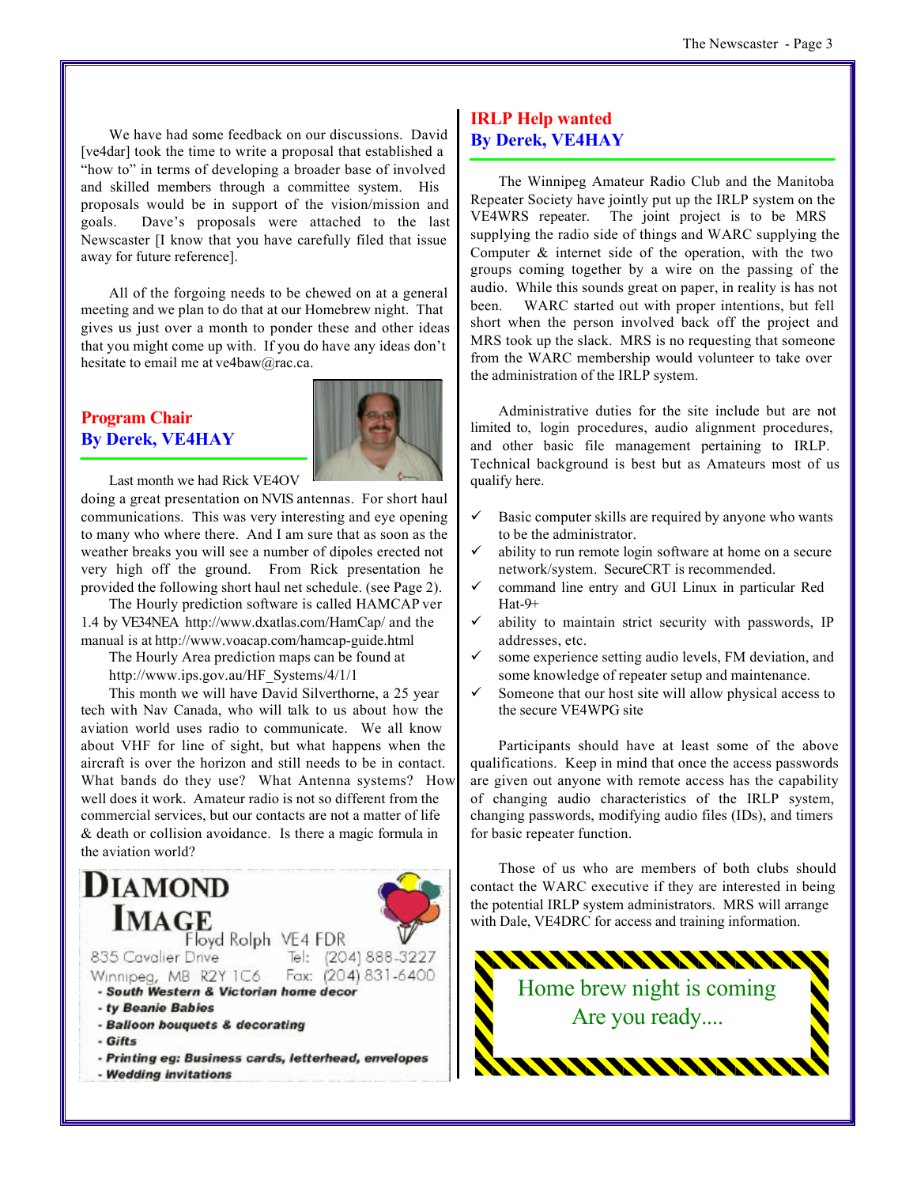We have had some feedback on our discussions. David [ve4dar] took the time to write a proposal that established a "how to" in terms of developing a broader base of involved and skilled members through a committee system. His proposals would be in support of the vision/mission and goals. Dave's proposals were attached to the last Newscaster [I know that you have carefully filed that issue away for future reference].

All of the forgoing needs to be chewed on at a general meeting and we plan to do that at our Homebrew night. That gives us just over a month to ponder these and other ideas that you might come up with. If you do have any ideas don't hesitate to email me at ve4baw@rac.ca.

## Program Chair
## By Derek, VE4HAY

Last month we had Rick VE4OV doing a great presentation on NVIS antennas. For short haul communications. This was very interesting and eye opening to many who where there. And I am sure that as soon as the weather breaks you will see a number of dipoles erected not very high off the ground. From Rick presentation he provided the following short haul net schedule. (see Page 2).

The Hourly prediction software is called HAMCAP ver 1.4 by VE34NEA http://www.dxatlas.com/HamCap/ and the manual is at http://www.voacap.com/hamcap-guide.html

The Hourly Area prediction maps can be found at http://www.ips.gov.au/HF_Systems/4/1/1

This month we will have David Silverthorne, a 25 year tech with Nav Canada, who will talk to us about how the aviation world uses radio to communicate. We all know about VHF for line of sight, but what happens when the aircraft is over the horizon and still needs to be in contact. What bands do they use? What Antenna systems? How well does it work. Amateur radio is not so different from the commercial services, but our contacts are not a matter of life & death or collision avoidance. Is there a magic formula in the aviation world?

**DIAMOND IMAGE**
Floyd Rolph VE4 FDR
835 Cavalier Drive Tel: (204) 888-3227
Winnipeg, MB R2Y 1C6 Fax: (204) 831-6400
- *South Western & Victorian home decor*
- *ty Beanie Babies*
- *Balloon bouquets & decorating*
- *Gifts*
- *Printing eg: Business cards, letterhead, envelopes*
- *Wedding invitations*

## IRLP Help wanted
## By Derek, VE4HAY

The Winnipeg Amateur Radio Club and the Manitoba Repeater Society have jointly put up the IRLP system on the VE4WRS repeater. The joint project is to be MRS supplying the radio side of things and WARC supplying the Computer & internet side of the operation, with the two groups coming together by a wire on the passing of the audio. While this sounds great on paper, in reality is has not been. WARC started out with proper intentions, but fell short when the person involved back off the project and MRS took up the slack. MRS is no requesting that someone from the WARC membership would volunteer to take over the administration of the IRLP system.

Administrative duties for the site include but are not limited to, login procedures, audio alignment procedures, and other basic file management pertaining to IRLP. Technical background is best but as Amateurs most of us qualify here.

- ✓ Basic computer skills are required by anyone who wants to be the administrator.
- ✓ ability to run remote login software at home on a secure network/system. SecureCRT is recommended.
- ✓ command line entry and GUI Linux in particular Red Hat-9+
- ✓ ability to maintain strict security with passwords, IP addresses, etc.
- ✓ some experience setting audio levels, FM deviation, and some knowledge of repeater setup and maintenance.
- ✓ Someone that our host site will allow physical access to the secure VE4WPG site

Participants should have at least some of the above qualifications. Keep in mind that once the access passwords are given out anyone with remote access has the capability of changing audio characteristics of the IRLP system, changing passwords, modifying audio files (IDs), and timers for basic repeater function.

Those of us who are members of both clubs should contact the WARC executive if they are interested in being the potential IRLP system administrators. MRS will arrange with Dale, VE4DRC for access and training information.

Home brew night is coming
Are you ready....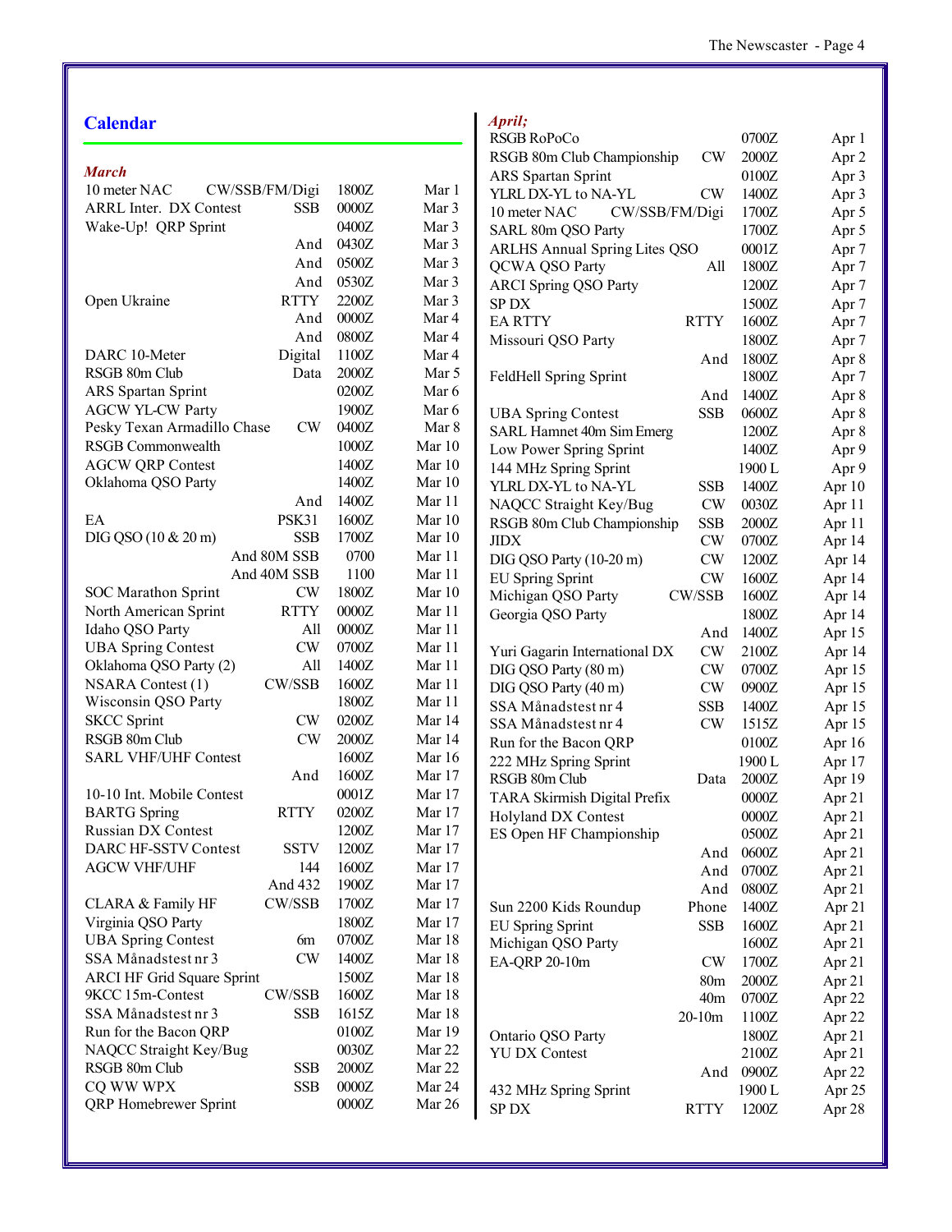## Calendar

### *March*

| Event | Mode | Time | Date |
|---|---|---|---|
| 10 meter NAC | CW/SSB/FM/Digi | 1800Z | Mar 1 |
| ARRL Inter. DX Contest | SSB | 0000Z | Mar 3 |
| Wake-Up! QRP Sprint | | 0400Z | Mar 3 |
| | And | 0430Z | Mar 3 |
| | And | 0500Z | Mar 3 |
| | And | 0530Z | Mar 3 |
| Open Ukraine | RTTY | 2200Z | Mar 3 |
| | And | 0000Z | Mar 4 |
| | And | 0800Z | Mar 4 |
| DARC 10-Meter | Digital | 1100Z | Mar 4 |
| RSGB 80m Club | Data | 2000Z | Mar 5 |
| ARS Spartan Sprint | | 0200Z | Mar 6 |
| AGCW YL-CW Party | | 1900Z | Mar 6 |
| Pesky Texan Armadillo Chase | CW | 0400Z | Mar 8 |
| RSGB Commonwealth | | 1000Z | Mar 10 |
| AGCW QRP Contest | | 1400Z | Mar 10 |
| Oklahoma QSO Party | | 1400Z | Mar 10 |
| | And | 1400Z | Mar 11 |
| EA | PSK31 | 1600Z | Mar 10 |
| DIG QSO (10 & 20 m) | SSB | 1700Z | Mar 10 |
| | And 80M SSB | 0700 | Mar 11 |
| | And 40M SSB | 1100 | Mar 11 |
| SOC Marathon Sprint | CW | 1800Z | Mar 10 |
| North American Sprint | RTTY | 0000Z | Mar 11 |
| Idaho QSO Party | All | 0000Z | Mar 11 |
| UBA Spring Contest | CW | 0700Z | Mar 11 |
| Oklahoma QSO Party (2) | All | 1400Z | Mar 11 |
| NSARA Contest (1) | CW/SSB | 1600Z | Mar 11 |
| Wisconsin QSO Party | | 1800Z | Mar 11 |
| SKCC Sprint | CW | 0200Z | Mar 14 |
| RSGB 80m Club | CW | 2000Z | Mar 14 |
| SARL VHF/UHF Contest | | 1600Z | Mar 16 |
| | And | 1600Z | Mar 17 |
| 10-10 Int. Mobile Contest | | 0001Z | Mar 17 |
| BARTG Spring | RTTY | 0200Z | Mar 17 |
| Russian DX Contest | | 1200Z | Mar 17 |
| DARC HF-SSTV Contest | SSTV | 1200Z | Mar 17 |
| AGCW VHF/UHF | 144 | 1600Z | Mar 17 |
| | And 432 | 1900Z | Mar 17 |
| CLARA & Family HF | CW/SSB | 1700Z | Mar 17 |
| Virginia QSO Party | | 1800Z | Mar 17 |
| UBA Spring Contest | 6m | 0700Z | Mar 18 |
| SSA Månadstest nr 3 | CW | 1400Z | Mar 18 |
| ARCI HF Grid Square Sprint | | 1500Z | Mar 18 |
| 9KCC 15m-Contest | CW/SSB | 1600Z | Mar 18 |
| SSA Månadstest nr 3 | SSB | 1615Z | Mar 18 |
| Run for the Bacon QRP | | 0100Z | Mar 19 |
| NAQCC Straight Key/Bug | | 0030Z | Mar 22 |
| RSGB 80m Club | SSB | 2000Z | Mar 22 |
| CQ WW WPX | SSB | 0000Z | Mar 24 |
| QRP Homebrewer Sprint | | 0000Z | Mar 26 |

### *April;*

| Event | Mode | Time | Date |
|---|---|---|---|
| RSGB RoPoCo | | 0700Z | Apr 1 |
| RSGB 80m Club Championship | CW | 2000Z | Apr 2 |
| ARS Spartan Sprint | | 0100Z | Apr 3 |
| YLRL DX-YL to NA-YL | CW | 1400Z | Apr 3 |
| 10 meter NAC | CW/SSB/FM/Digi | 1700Z | Apr 5 |
| SARL 80m QSO Party | | 1700Z | Apr 5 |
| ARLHS Annual Spring Lites QSO | | 0001Z | Apr 7 |
| QCWA QSO Party | All | 1800Z | Apr 7 |
| ARCI Spring QSO Party | | 1200Z | Apr 7 |
| SP DX | | 1500Z | Apr 7 |
| EA RTTY | RTTY | 1600Z | Apr 7 |
| Missouri QSO Party | | 1800Z | Apr 7 |
| | And | 1800Z | Apr 8 |
| FeldHell Spring Sprint | | 1800Z | Apr 7 |
| | And | 1400Z | Apr 8 |
| UBA Spring Contest | SSB | 0600Z | Apr 8 |
| SARL Hamnet 40m Sim Emerg | | 1200Z | Apr 8 |
| Low Power Spring Sprint | | 1400Z | Apr 9 |
| 144 MHz Spring Sprint | | 1900 L | Apr 9 |
| YLRL DX-YL to NA-YL | SSB | 1400Z | Apr 10 |
| NAQCC Straight Key/Bug | CW | 0030Z | Apr 11 |
| RSGB 80m Club Championship | SSB | 2000Z | Apr 11 |
| JIDX | CW | 0700Z | Apr 14 |
| DIG QSO Party (10-20 m) | CW | 1200Z | Apr 14 |
| EU Spring Sprint | CW | 1600Z | Apr 14 |
| Michigan QSO Party | CW/SSB | 1600Z | Apr 14 |
| Georgia QSO Party | | 1800Z | Apr 14 |
| | And | 1400Z | Apr 15 |
| Yuri Gagarin International DX | CW | 2100Z | Apr 14 |
| DIG QSO Party (80 m) | CW | 0700Z | Apr 15 |
| DIG QSO Party (40 m) | CW | 0900Z | Apr 15 |
| SSA Månadstest nr 4 | SSB | 1400Z | Apr 15 |
| SSA Månadstest nr 4 | CW | 1515Z | Apr 15 |
| Run for the Bacon QRP | | 0100Z | Apr 16 |
| 222 MHz Spring Sprint | | 1900 L | Apr 17 |
| RSGB 80m Club | Data | 2000Z | Apr 19 |
| TARA Skirmish Digital Prefix | | 0000Z | Apr 21 |
| Holyland DX Contest | | 0000Z | Apr 21 |
| ES Open HF Championship | | 0500Z | Apr 21 |
| | And | 0600Z | Apr 21 |
| | And | 0700Z | Apr 21 |
| | And | 0800Z | Apr 21 |
| Sun 2200 Kids Roundup | Phone | 1400Z | Apr 21 |
| EU Spring Sprint | SSB | 1600Z | Apr 21 |
| Michigan QSO Party | | 1600Z | Apr 21 |
| EA-QRP 20-10m | CW | 1700Z | Apr 21 |
| | 80m | 2000Z | Apr 21 |
| | 40m | 0700Z | Apr 22 |
| | 20-10m | 1100Z | Apr 22 |
| Ontario QSO Party | | 1800Z | Apr 21 |
| YU DX Contest | | 2100Z | Apr 21 |
| | And | 0900Z | Apr 22 |
| 432 MHz Spring Sprint | | 1900 L | Apr 25 |
| SP DX | RTTY | 1200Z | Apr 28 |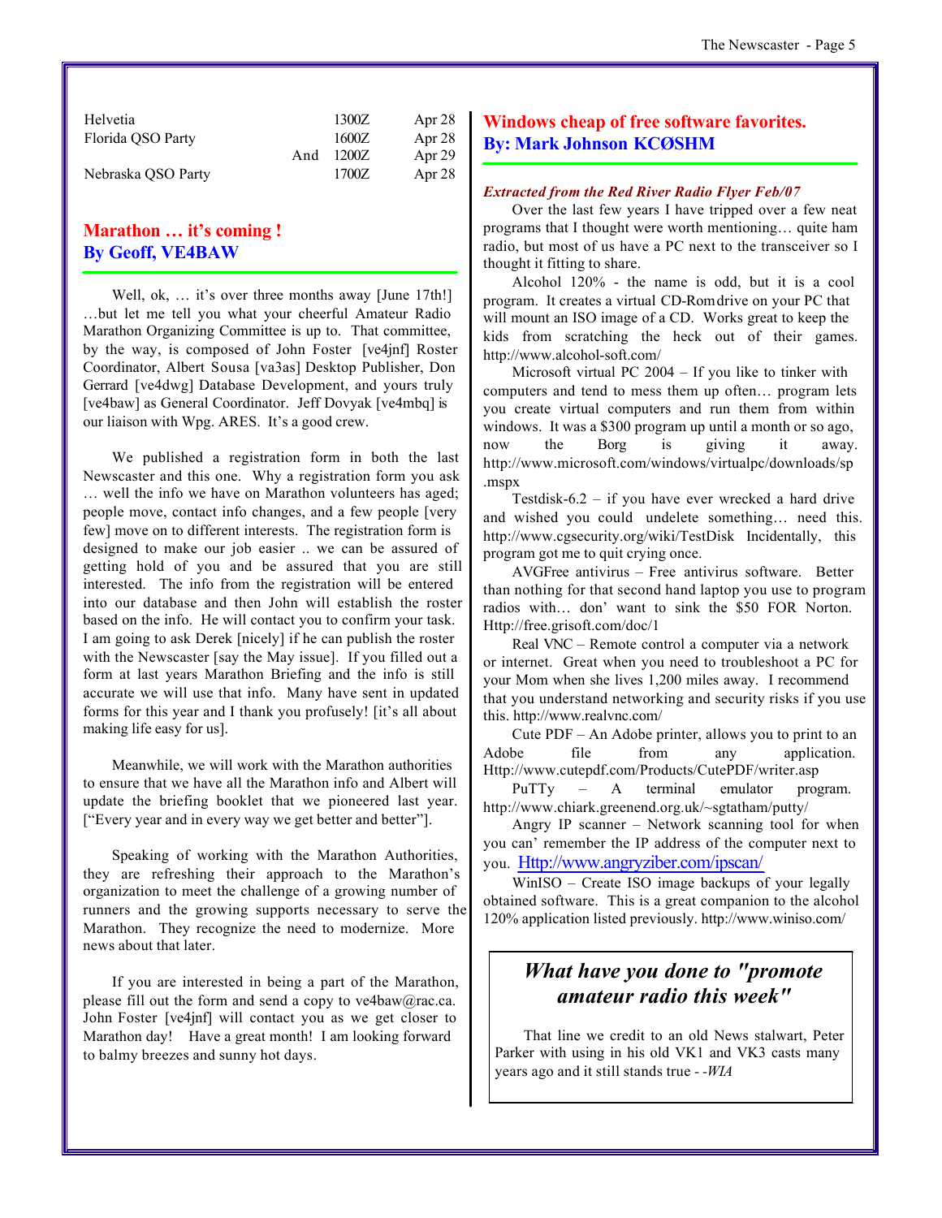| | | | |
|---|---|---|---|
| Helvetia | | 1300Z | Apr 28 |
| Florida QSO Party | | 1600Z | Apr 28 |
| | And | 1200Z | Apr 29 |
| Nebraska QSO Party | | 1700Z | Apr 28 |

## Marathon … it's coming !
## By Geoff, VE4BAW

Well, ok, … it's over three months away [June 17th!] …but let me tell you what your cheerful Amateur Radio Marathon Organizing Committee is up to. That committee, by the way, is composed of John Foster [ve4jnf] Roster Coordinator, Albert Sousa [va3as] Desktop Publisher, Don Gerrard [ve4dwg] Database Development, and yours truly [ve4baw] as General Coordinator. Jeff Dovyak [ve4mbq] is our liaison with Wpg. ARES. It's a good crew.

We published a registration form in both the last Newscaster and this one. Why a registration form you ask … well the info we have on Marathon volunteers has aged; people move, contact info changes, and a few people [very few] move on to different interests. The registration form is designed to make our job easier .. we can be assured of getting hold of you and be assured that you are still interested. The info from the registration will be entered into our database and then John will establish the roster based on the info. He will contact you to confirm your task. I am going to ask Derek [nicely] if he can publish the roster with the Newscaster [say the May issue]. If you filled out a form at last years Marathon Briefing and the info is still accurate we will use that info. Many have sent in updated forms for this year and I thank you profusely! [it's all about making life easy for us].

Meanwhile, we will work with the Marathon authorities to ensure that we have all the Marathon info and Albert will update the briefing booklet that we pioneered last year. ["Every year and in every way we get better and better"].

Speaking of working with the Marathon Authorities, they are refreshing their approach to the Marathon's organization to meet the challenge of a growing number of runners and the growing supports necessary to serve the Marathon. They recognize the need to modernize. More news about that later.

If you are interested in being a part of the Marathon, please fill out the form and send a copy to ve4baw@rac.ca. John Foster [ve4jnf] will contact you as we get closer to Marathon day! Have a great month! I am looking forward to balmy breezes and sunny hot days.

## Windows cheap of free software favorites.
## By: Mark Johnson KCØSHM

***Extracted from the Red River Radio Flyer Feb/07***

Over the last few years I have tripped over a few neat programs that I thought were worth mentioning… quite ham radio, but most of us have a PC next to the transceiver so I thought it fitting to share.

Alcohol 120% - the name is odd, but it is a cool program. It creates a virtual CD-Romdrive on your PC that will mount an ISO image of a CD. Works great to keep the kids from scratching the heck out of their games. http://www.alcohol-soft.com/

Microsoft virtual PC 2004 – If you like to tinker with computers and tend to mess them up often… program lets you create virtual computers and run them from within windows. It was a $300 program up until a month or so ago, now the Borg is giving it away. http://www.microsoft.com/windows/virtualpc/downloads/sp.mspx

Testdisk-6.2 – if you have ever wrecked a hard drive and wished you could undelete something… need this. http://www.cgsecurity.org/wiki/TestDisk Incidentally, this program got me to quit crying once.

AVGFree antivirus – Free antivirus software. Better than nothing for that second hand laptop you use to program radios with… don' want to sink the $50 FOR Norton. Http://free.grisoft.com/doc/1

Real VNC – Remote control a computer via a network or internet. Great when you need to troubleshoot a PC for your Mom when she lives 1,200 miles away. I recommend that you understand networking and security risks if you use this. http://www.realvnc.com/

Cute PDF – An Adobe printer, allows you to print to an Adobe file from any application. Http://www.cutepdf.com/Products/CutePDF/writer.asp

PuTTy – A terminal emulator program. http://www.chiark.greenend.org.uk/~sgtatham/putty/

Angry IP scanner – Network scanning tool for when you can' remember the IP address of the computer next to you. Http://www.angryziber.com/ipscan/

WinISO – Create ISO image backups of your legally obtained software. This is a great companion to the alcohol 120% application listed previously. http://www.winiso.com/

### *What have you done to "promote amateur radio this week"*

That line we credit to an old News stalwart, Peter Parker with using in his old VK1 and VK3 casts many years ago and it still stands true - -*WIA*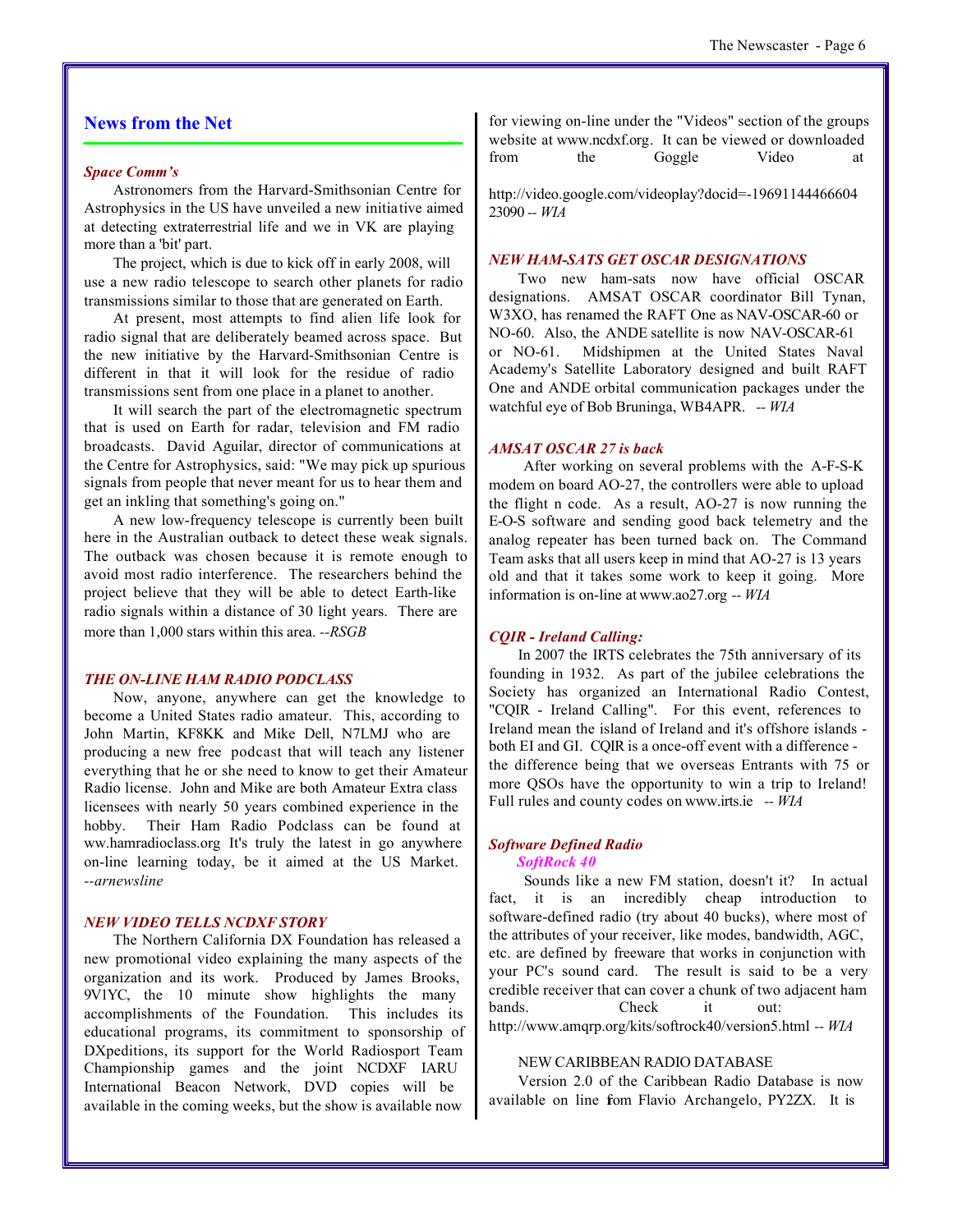## News from the Net

### *Space Comm's*

Astronomers from the Harvard-Smithsonian Centre for Astrophysics in the US have unveiled a new initiative aimed at detecting extraterrestrial life and we in VK are playing more than a 'bit' part.

The project, which is due to kick off in early 2008, will use a new radio telescope to search other planets for radio transmissions similar to those that are generated on Earth.

At present, most attempts to find alien life look for radio signal that are deliberately beamed across space. But the new initiative by the Harvard-Smithsonian Centre is different in that it will look for the residue of radio transmissions sent from one place in a planet to another.

It will search the part of the electromagnetic spectrum that is used on Earth for radar, television and FM radio broadcasts. David Aguilar, director of communications at the Centre for Astrophysics, said: "We may pick up spurious signals from people that never meant for us to hear them and get an inkling that something's going on."

A new low-frequency telescope is currently been built here in the Australian outback to detect these weak signals. The outback was chosen because it is remote enough to avoid most radio interference. The researchers behind the project believe that they will be able to detect Earth-like radio signals within a distance of 30 light years. There are more than 1,000 stars within this area. *--RSGB*

### *THE ON-LINE HAM RADIO PODCLASS*

Now, anyone, anywhere can get the knowledge to become a United States radio amateur. This, according to John Martin, KF8KK and Mike Dell, N7LMJ who are producing a new free podcast that will teach any listener everything that he or she need to know to get their Amateur Radio license. John and Mike are both Amateur Extra class licensees with nearly 50 years combined experience in the hobby. Their Ham Radio Podclass can be found at ww.hamradioclass.org It's truly the latest in go anywhere on-line learning today, be it aimed at the US Market. *--arnewsline*

### *NEW VIDEO TELLS NCDXF STORY*

The Northern California DX Foundation has released a new promotional video explaining the many aspects of the organization and its work. Produced by James Brooks, 9V1YC, the 10 minute show highlights the many accomplishments of the Foundation. This includes its educational programs, its commitment to sponsorship of DXpeditions, its support for the World Radiosport Team Championship games and the joint NCDXF IARU International Beacon Network, DVD copies will be available in the coming weeks, but the show is available now for viewing on-line under the "Videos" section of the groups website at www.ncdxf.org. It can be viewed or downloaded from the Goggle Video at

http://video.google.com/videoplay?docid=-1969114446660423090 *-- WIA*

### *NEW HAM-SATS GET OSCAR DESIGNATIONS*

Two new ham-sats now have official OSCAR designations. AMSAT OSCAR coordinator Bill Tynan, W3XO, has renamed the RAFT One as NAV-OSCAR-60 or NO-60. Also, the ANDE satellite is now NAV-OSCAR-61 or NO-61. Midshipmen at the United States Naval Academy's Satellite Laboratory designed and built RAFT One and ANDE orbital communication packages under the watchful eye of Bob Bruninga, WB4APR. *-- WIA*

### *AMSAT OSCAR 27 is back*

After working on several problems with the A-F-S-K modem on board AO-27, the controllers were able to upload the flight n code. As a result, AO-27 is now running the E-O-S software and sending good back telemetry and the analog repeater has been turned back on. The Command Team asks that all users keep in mind that AO-27 is 13 years old and that it takes some work to keep it going. More information is on-line at www.ao27.org *-- WIA*

### *CQIR - Ireland Calling:*

In 2007 the IRTS celebrates the 75th anniversary of its founding in 1932. As part of the jubilee celebrations the Society has organized an International Radio Contest, "CQIR - Ireland Calling". For this event, references to Ireland mean the island of Ireland and it's offshore islands - both EI and GI. CQIR is a once-off event with a difference - the difference being that we overseas Entrants with 75 or more QSOs have the opportunity to win a trip to Ireland! Full rules and county codes on www.irts.ie *-- WIA*

### *Software Defined Radio*

#### *SoftRock 40*

Sounds like a new FM station, doesn't it? In actual fact, it is an incredibly cheap introduction to software-defined radio (try about 40 bucks), where most of the attributes of your receiver, like modes, bandwidth, AGC, etc. are defined by freeware that works in conjunction with your PC's sound card. The result is said to be a very credible receiver that can cover a chunk of two adjacent ham bands. Check it out: http://www.amqrp.org/kits/softrock40/version5.html *-- WIA*

NEW CARIBBEAN RADIO DATABASE

Version 2.0 of the Caribbean Radio Database is now available on line from Flavio Archangelo, PY2ZX. It is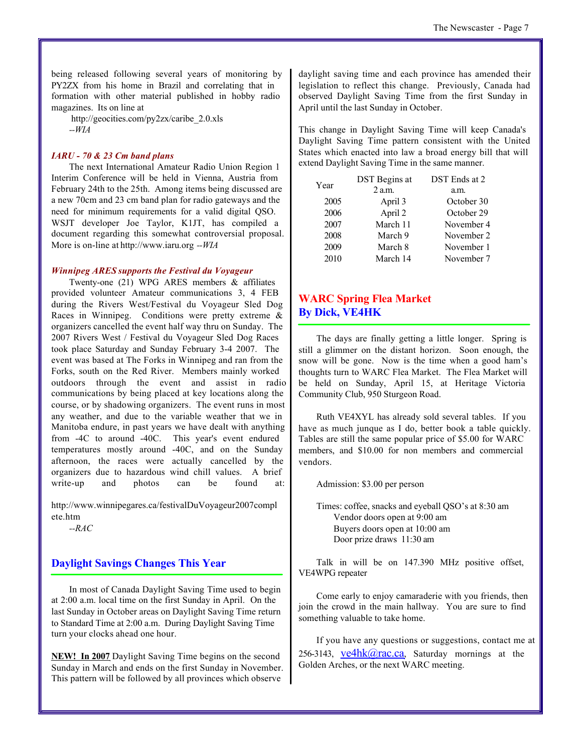being released following several years of monitoring by PY2ZX from his home in Brazil and correlating that information with other material published in hobby radio magazines. Its on line at

http://geocities.com/py2zx/caribe_2.0.xls

*--WIA*

### *IARU - 70 & 23 Cm band plans*

The next International Amateur Radio Union Region 1 Interim Conference will be held in Vienna, Austria from February 24th to the 25th. Among items being discussed are a new 70cm and 23 cm band plan for radio gateways and the need for minimum requirements for a valid digital QSO. WSJT developer Joe Taylor, K1JT, has compiled a document regarding this somewhat controversial proposal. More is on-line at http://www.iaru.org *--WIA*

### *Winnipeg ARES supports the Festival du Voyageur*

Twenty-one (21) WPG ARES members & affiliates provided volunteer Amateur communications 3, 4 FEB during the Rivers West/Festival du Voyageur Sled Dog Races in Winnipeg. Conditions were pretty extreme & organizers cancelled the event half way thru on Sunday. The 2007 Rivers West / Festival du Voyageur Sled Dog Races took place Saturday and Sunday February 3-4 2007. The event was based at The Forks in Winnipeg and ran from the Forks, south on the Red River. Members mainly worked outdoors through the event and assist in radio communications by being placed at key locations along the course, or by shadowing organizers. The event runs in most any weather, and due to the variable weather that we in Manitoba endure, in past years we have dealt with anything from -4C to around -40C. This year's event endured temperatures mostly around -40C, and on the Sunday afternoon, the races were actually cancelled by the organizers due to hazardous wind chill values. A brief write-up and photos can be found at:

http://www.winnipegares.ca/festivalDuVoyageur2007complete.htm

*--RAC*

## Daylight Savings Changes This Year

In most of Canada Daylight Saving Time used to begin at 2:00 a.m. local time on the first Sunday in April. On the last Sunday in October areas on Daylight Saving Time return to Standard Time at 2:00 a.m. During Daylight Saving Time turn your clocks ahead one hour.

**NEW! In 2007** Daylight Saving Time begins on the second Sunday in March and ends on the first Sunday in November. This pattern will be followed by all provinces which observe daylight saving time and each province has amended their legislation to reflect this change. Previously, Canada had observed Daylight Saving Time from the first Sunday in April until the last Sunday in October.

This change in Daylight Saving Time will keep Canada's Daylight Saving Time pattern consistent with the United States which enacted into law a broad energy bill that will extend Daylight Saving Time in the same manner.

| Year | DST Begins at 2 a.m. | DST Ends at 2 a.m. |
|---|---|---|
| 2005 | April 3 | October 30 |
| 2006 | April 2 | October 29 |
| 2007 | March 11 | November 4 |
| 2008 | March 9 | November 2 |
| 2009 | March 8 | November 1 |
| 2010 | March 14 | November 7 |

## WARC Spring Flea Market
## By Dick, VE4HK

The days are finally getting a little longer. Spring is still a glimmer on the distant horizon. Soon enough, the snow will be gone. Now is the time when a good ham's thoughts turn to WARC Flea Market. The Flea Market will be held on Sunday, April 15, at Heritage Victoria Community Club, 950 Sturgeon Road.

Ruth VE4XYL has already sold several tables. If you have as much junque as I do, better book a table quickly. Tables are still the same popular price of $5.00 for WARC members, and $10.00 for non members and commercial vendors.

Admission: $3.00 per person

Times: coffee, snacks and eyeball QSO's at 8:30 am
Vendor doors open at 9:00 am
Buyers doors open at 10:00 am
Door prize draws 11:30 am

Talk in will be on 147.390 MHz positive offset, VE4WPG repeater

Come early to enjoy camaraderie with you friends, then join the crowd in the main hallway. You are sure to find something valuable to take home.

If you have any questions or suggestions, contact me at 256-3143, ve4hk@rac.ca, Saturday mornings at the Golden Arches, or the next WARC meeting.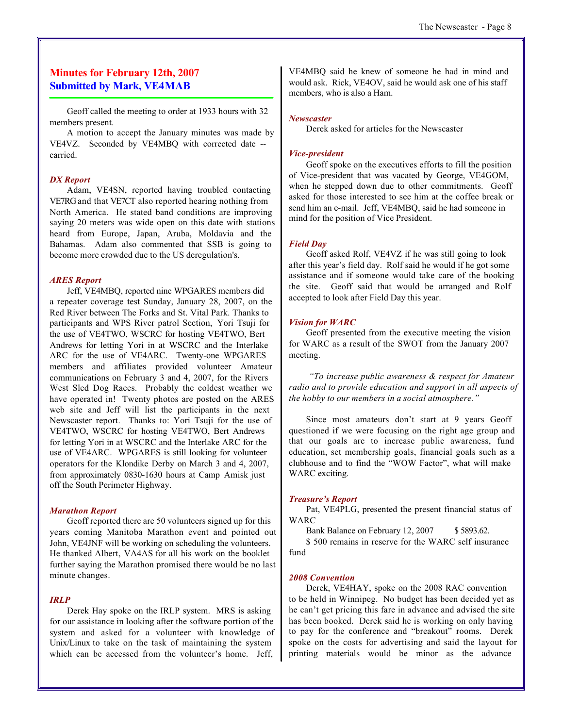## Minutes for February 12th, 2007
## Submitted by Mark, VE4MAB

Geoff called the meeting to order at 1933 hours with 32 members present.

A motion to accept the January minutes was made by VE4VZ. Seconded by VE4MBQ with corrected date -- carried.

### *DX Report*

Adam, VE4SN, reported having troubled contacting VE7RG and that VE7CT also reported hearing nothing from North America. He stated band conditions are improving saying 20 meters was wide open on this date with stations heard from Europe, Japan, Aruba, Moldavia and the Bahamas. Adam also commented that SSB is going to become more crowded due to the US deregulation's.

### *ARES Report*

Jeff, VE4MBQ, reported nine WPGARES members did a repeater coverage test Sunday, January 28, 2007, on the Red River between The Forks and St. Vital Park. Thanks to participants and WPS River patrol Section, Yori Tsuji for the use of VE4TWO, WSCRC for hosting VE4TWO, Bert Andrews for letting Yori in at WSCRC and the Interlake ARC for the use of VE4ARC. Twenty-one WPGARES members and affiliates provided volunteer Amateur communications on February 3 and 4, 2007, for the Rivers West Sled Dog Races. Probably the coldest weather we have operated in! Twenty photos are posted on the ARES web site and Jeff will list the participants in the next Newscaster report. Thanks to: Yori Tsuji for the use of VE4TWO, WSCRC for hosting VE4TWO, Bert Andrews for letting Yori in at WSCRC and the Interlake ARC for the use of VE4ARC. WPGARES is still looking for volunteer operators for the Klondike Derby on March 3 and 4, 2007, from approximately 0830-1630 hours at Camp Amisk just off the South Perimeter Highway.

### *Marathon Report*

Geoff reported there are 50 volunteers signed up for this years coming Manitoba Marathon event and pointed out John, VE4JNF will be working on scheduling the volunteers. He thanked Albert, VA4AS for all his work on the booklet further saying the Marathon promised there would be no last minute changes.

### *IRLP*

Derek Hay spoke on the IRLP system. MRS is asking for our assistance in looking after the software portion of the system and asked for a volunteer with knowledge of Unix/Linux to take on the task of maintaining the system which can be accessed from the volunteer's home. Jeff, VE4MBQ said he knew of someone he had in mind and would ask. Rick, VE4OV, said he would ask one of his staff members, who is also a Ham.

### *Newscaster*

Derek asked for articles for the Newscaster

### *Vice-president*

Geoff spoke on the executives efforts to fill the position of Vice-president that was vacated by George, VE4GOM, when he stepped down due to other commitments. Geoff asked for those interested to see him at the coffee break or send him an e-mail. Jeff, VE4MBQ, said he had someone in mind for the position of Vice President.

### *Field Day*

Geoff asked Rolf, VE4VZ if he was still going to look after this year's field day. Rolf said he would if he got some assistance and if someone would take care of the booking the site. Geoff said that would be arranged and Rolf accepted to look after Field Day this year.

### *Vision for WARC*

Geoff presented from the executive meeting the vision for WARC as a result of the SWOT from the January 2007 meeting.

*"To increase public awareness & respect for Amateur radio and to provide education and support in all aspects of the hobby to our members in a social atmosphere."*

Since most amateurs don't start at 9 years Geoff questioned if we were focusing on the right age group and that our goals are to increase public awareness, fund education, set membership goals, financial goals such as a clubhouse and to find the "WOW Factor", what will make WARC exciting.

### *Treasure's Report*

Pat, VE4PLG, presented the present financial status of WARC

Bank Balance on February 12, 2007 $ 5893.62.

$ 500 remains in reserve for the WARC self insurance fund

### *2008 Convention*

Derek, VE4HAY, spoke on the 2008 RAC convention to be held in Winnipeg. No budget has been decided yet as he can't get pricing this fare in advance and advised the site has been booked. Derek said he is working on only having to pay for the conference and "breakout" rooms. Derek spoke on the costs for advertising and said the layout for printing materials would be minor as the advance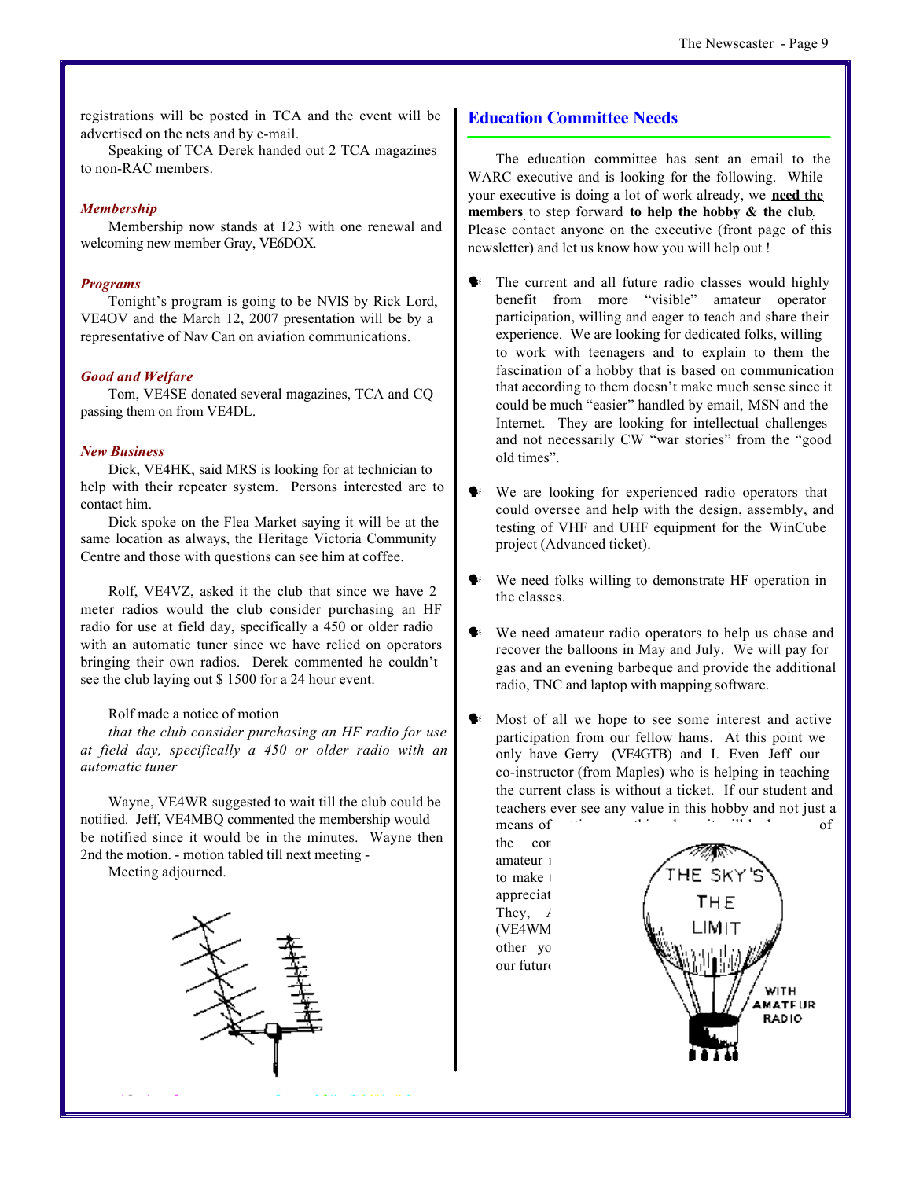registrations will be posted in TCA and the event will be advertised on the nets and by e-mail.

Speaking of TCA Derek handed out 2 TCA magazines to non-RAC members.

### *Membership*

Membership now stands at 123 with one renewal and welcoming new member Gray, VE6DOX.

### *Programs*

Tonight's program is going to be NVIS by Rick Lord, VE4OV and the March 12, 2007 presentation will be by a representative of Nav Can on aviation communications.

### *Good and Welfare*

Tom, VE4SE donated several magazines, TCA and CQ passing them on from VE4DL.

### *New Business*

Dick, VE4HK, said MRS is looking for at technician to help with their repeater system. Persons interested are to contact him.

Dick spoke on the Flea Market saying it will be at the same location as always, the Heritage Victoria Community Centre and those with questions can see him at coffee.

Rolf, VE4VZ, asked it the club that since we have 2 meter radios would the club consider purchasing an HF radio for use at field day, specifically a 450 or older radio with an automatic tuner since we have relied on operators bringing their own radios. Derek commented he couldn't see the club laying out $ 1500 for a 24 hour event.

Rolf made a notice of motion

*that the club consider purchasing an HF radio for use at field day, specifically a 450 or older radio with an automatic tuner*

Wayne, VE4WR suggested to wait till the club could be notified. Jeff, VE4MBQ commented the membership would be notified since it would be in the minutes. Wayne then 2nd the motion. - motion tabled till next meeting -

Meeting adjourned.

## Education Committee Needs

The education committee has sent an email to the WARC executive and is looking for the following. While your executive is doing a lot of work already, we **need the members** to step forward **to help the hobby & the club**. Please contact anyone on the executive (front page of this newsletter) and let us know how you will help out !

- The current and all future radio classes would highly benefit from more "visible" amateur operator participation, willing and eager to teach and share their experience. We are looking for dedicated folks, willing to work with teenagers and to explain to them the fascination of a hobby that is based on communication that according to them doesn't make much sense since it could be much "easier" handled by email, MSN and the Internet. They are looking for intellectual challenges and not necessarily CW "war stories" from the "good old times".
- We are looking for experienced radio operators that could oversee and help with the design, assembly, and testing of VHF and UHF equipment for the WinCube project (Advanced ticket).
- We need folks willing to demonstrate HF operation in the classes.
- We need amateur radio operators to help us chase and recover the balloons in May and July. We will pay for gas and an evening barbeque and provide the additional radio, TNC and laptop with mapping software.
- Most of all we hope to see some interest and active participation from our fellow hams. At this point we only have Gerry (VE4GTB) and I. Even Jeff our co-instructor (from Maples) who is helping in teaching the current class is without a ticket. If our student and teachers ever see any value in this hobby and not just a means of ... of the cor... amateur ... to make ... appreciat... They, ... (VE4WM... other yo... our futur...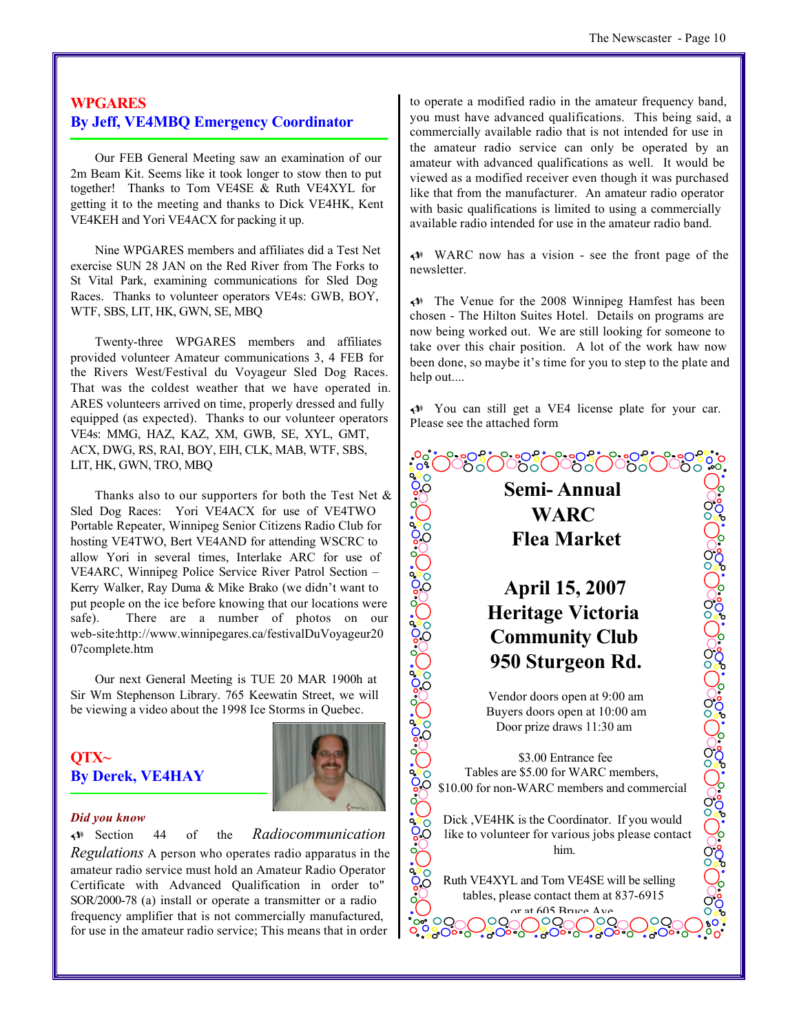## WPGARES
## By Jeff, VE4MBQ Emergency Coordinator

Our FEB General Meeting saw an examination of our 2m Beam Kit. Seems like it took longer to stow then to put together! Thanks to Tom VE4SE & Ruth VE4XYL for getting it to the meeting and thanks to Dick VE4HK, Kent VE4KEH and Yori VE4ACX for packing it up.

Nine WPGARES members and affiliates did a Test Net exercise SUN 28 JAN on the Red River from The Forks to St Vital Park, examining communications for Sled Dog Races. Thanks to volunteer operators VE4s: GWB, BOY, WTF, SBS, LIT, HK, GWN, SE, MBQ

Twenty-three WPGARES members and affiliates provided volunteer Amateur communications 3, 4 FEB for the Rivers West/Festival du Voyageur Sled Dog Races. That was the coldest weather that we have operated in. ARES volunteers arrived on time, properly dressed and fully equipped (as expected). Thanks to our volunteer operators VE4s: MMG, HAZ, KAZ, XM, GWB, SE, XYL, GMT, ACX, DWG, RS, RAI, BOY, EIH, CLK, MAB, WTF, SBS, LIT, HK, GWN, TRO, MBQ

Thanks also to our supporters for both the Test Net & Sled Dog Races: Yori VE4ACX for use of VE4TWO Portable Repeater, Winnipeg Senior Citizens Radio Club for hosting VE4TWO, Bert VE4AND for attending WSCRC to allow Yori in several times, Interlake ARC for use of VE4ARC, Winnipeg Police Service River Patrol Section – Kerry Walker, Ray Duma & Mike Brako (we didn't want to put people on the ice before knowing that our locations were safe). There are a number of photos on our web-site:http://www.winnipegares.ca/festivalDuVoyageur2007complete.htm

Our next General Meeting is TUE 20 MAR 1900h at Sir Wm Stephenson Library. 765 Keewatin Street, we will be viewing a video about the 1998 Ice Storms in Quebec.

## QTX~
## By Derek, VE4HAY

***Did you know***

- Section 44 of the *Radiocommunication Regulations* A person who operates radio apparatus in the amateur radio service must hold an Amateur Radio Operator Certificate with Advanced Qualification in order to" SOR/2000-78 (a) install or operate a transmitter or a radio frequency amplifier that is not commercially manufactured, for use in the amateur radio service; This means that in order to operate a modified radio in the amateur frequency band, you must have advanced qualifications. This being said, a commercially available radio that is not intended for use in the amateur radio service can only be operated by an amateur with advanced qualifications as well. It would be viewed as a modified receiver even though it was purchased like that from the manufacturer. An amateur radio operator with basic qualifications is limited to using a commercially available radio intended for use in the amateur radio band.

- WARC now has a vision - see the front page of the newsletter.

- The Venue for the 2008 Winnipeg Hamfest has been chosen - The Hilton Suites Hotel. Details on programs are now being worked out. We are still looking for someone to take over this chair position. A lot of the work haw now been done, so maybe it's time for you to step to the plate and help out....

- You can still get a VE4 license plate for your car. Please see the attached form

**Semi- Annual WARC Flea Market**

**April 15, 2007**
**Heritage Victoria Community Club**
**950 Sturgeon Rd.**

Vendor doors open at 9:00 am
Buyers doors open at 10:00 am
Door prize draws 11:30 am

$3.00 Entrance fee
Tables are $5.00 for WARC members,
$10.00 for non-WARC members and commercial

Dick ,VE4HK is the Coordinator. If you would like to volunteer for various jobs please contact him.

Ruth VE4XYL and Tom VE4SE will be selling tables, please contact them at 837-6915 or at 605 Bruce Ave.